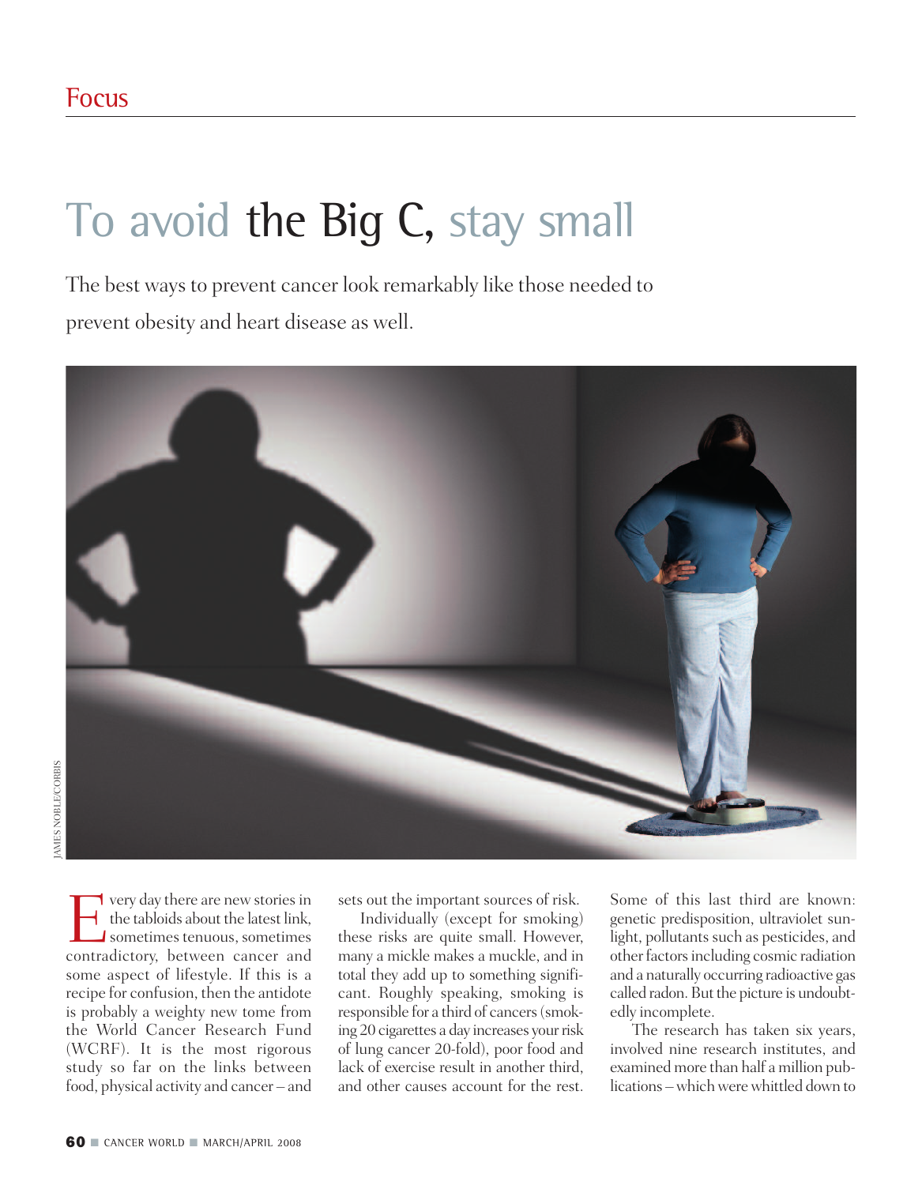Focus

# To avoid the Big C, stay small

The best ways to prevent cancer look remarkably like those needed to prevent obesity and heart disease as well.

JAMES NOBLE/CORBIS

Every day there are new stories in the tabloids about the latest link, sometimes tenuous, sometimes contradictory, between cancer and some aspect of lifestyle. If this is a recipe for confusion, then the antidote is probably a weighty new tome from the World Cancer Research Fund (WCRF). It is the most rigorous study so far on the links between food, physical activity and cancer – and sets out the important sources of risk.

Individually (except for smoking) these risks are quite small. However, many a mickle makes a muckle, and in total they add up to something significant. Roughly speaking, smoking is responsible for a third of cancers (smoking 20 cigarettes a day increases your risk of lung cancer 20-fold), poor food and lack of exercise result in another third, and other causes account for the rest. Some of this last third are known: genetic predisposition, ultraviolet sunlight, pollutants such as pesticides, and other factors including cosmic radiation and a naturally occurring radioactive gas called radon. But the picture is undoubtedly incomplete.

The research has taken six years, involved nine research institutes, and examined more than half a million publications – which were whittled down to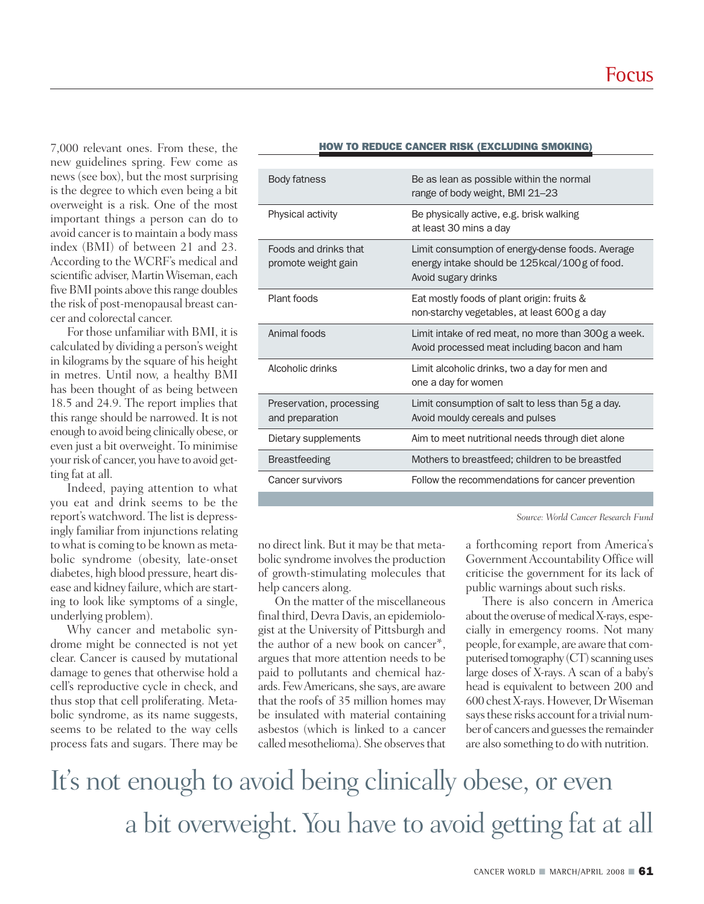7,000 relevant ones. From these, the new guidelines spring. Few come as news (see box), but the most surprising is the degree to which even being a bit overweight is a risk. One of the most important things a person can do to avoid cancer is to maintain a body mass index (BMI) of between 21 and 23. According to the WCRF's medical and scientific adviser, Martin Wiseman, each five BMI points above this range doubles the risk of post-menopausal breast cancer and colorectal cancer.

For those unfamiliar with BMI, it is calculated by dividing a person's weight in kilograms by the square of his height in metres. Until now, a healthy BMI has been thought of as being between 18.5 and 24.9. The report implies that this range should be narrowed. It is not enough to avoid being clinically obese, or even just a bit overweight. To minimise your risk of cancer, you have to avoid getting fat at all.

Indeed, paying attention to what you eat and drink seems to be the report's watchword. The list is depressingly familiar from injunctions relating to what is coming to be known as metabolic syndrome (obesity, late-onset diabetes, high blood pressure, heart disease and kidney failure, which are starting to look like symptoms of a single, underlying problem).

Why cancer and metabolic syndrome might be connected is not yet clear. Cancer is caused by mutational damage to genes that otherwise hold a cell's reproductive cycle in check, and thus stop that cell proliferating. Metabolic syndrome, as its name suggests, seems to be related to the way cells process fats and sugars. There may be no direct link. But it may be that metabolic syndrome involves the production of growth-stimulating molecules that help cancers along.

On the matter of the miscellaneous final third, Devra Davis, an epidemiologist at the University of Pittsburgh and the author of a new book on cancer*, argues that more attention needs to be paid to pollutants and chemical hazards. Few Americans, she says, are aware that the roofs of 35 million homes may be insulated with material containing asbestos (which is linked to a cancer called mesothelioma). She observes that a forthcoming report from America's Government Accountability Office will criticise the government for its lack of public warnings about such risks.

There is also concern in America about the overuse of medical X-rays, especially in emergency rooms. Not many people, for example, are aware that computerised tomography (CT) scanning uses large doses of X-rays. A scan of a baby's head is equivalent to between 200 and 600 chest X-rays. However, Dr Wiseman says these risks account for a trivial number of cancers and guesses the remainder are also something to do with nutrition.

**HOW TO REDUCE CANCER RISK (EXCLUDING SMOKING)**

| | |
|---|---|
| Body fatness | Be as lean as possible within the normal range of body weight, BMI 21–23 |
| Physical activity | Be physically active, e.g. brisk walking at least 30 mins a day |
| Foods and drinks that promote weight gain | Limit consumption of energy-dense foods. Average energy intake should be 125kcal/100g of food. Avoid sugary drinks |
| Plant foods | Eat mostly foods of plant origin: fruits & non-starchy vegetables, at least 600g a day |
| Animal foods | Limit intake of red meat, no more than 300g a week. Avoid processed meat including bacon and ham |
| Alcoholic drinks | Limit alcoholic drinks, two a day for men and one a day for women |
| Preservation, processing and preparation | Limit consumption of salt to less than 5g a day. Avoid mouldy cereals and pulses |
| Dietary supplements | Aim to meet nutritional needs through diet alone |
| Breastfeeding | Mothers to breastfeed; children to be breastfed |
| Cancer survivors | Follow the recommendations for cancer prevention |

*Source: World Cancer Research Fund*

It's not enough to avoid being clinically obese, or even a bit overweight. You have to avoid getting fat at all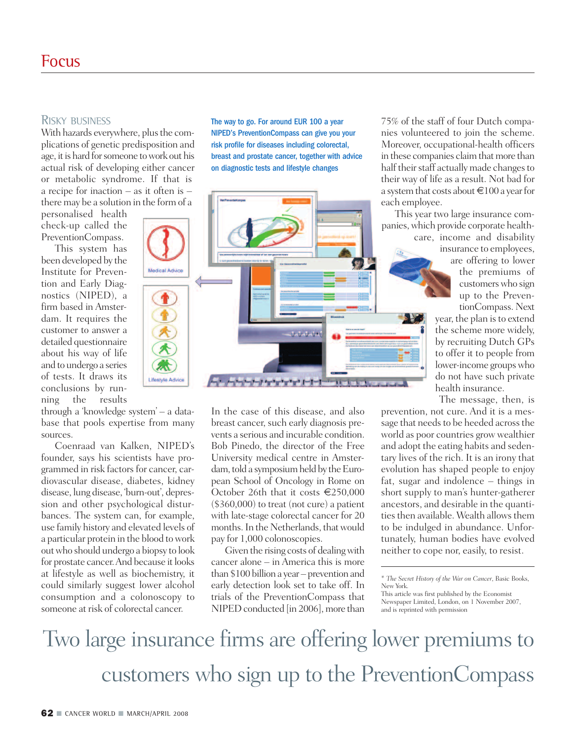## Risky business

With hazards everywhere, plus the complications of genetic predisposition and age, it is hard for someone to work out his actual risk of developing either cancer or metabolic syndrome. If that is a recipe for inaction – as it often is – there may be a solution in the form of a personalised health check-up called the PreventionCompass.

This system has been developed by the Institute for Prevention and Early Diagnostics (NIPED), a firm based in Amsterdam. It requires the customer to answer a detailed questionnaire about his way of life and to undergo a series of tests. It draws its conclusions by running the results through a 'knowledge system' – a database that pools expertise from many sources.

Coenraad van Kalken, NIPED's founder, says his scientists have programmed in risk factors for cancer, cardiovascular disease, diabetes, kidney disease, lung disease, 'burn-out', depression and other psychological disturbances. The system can, for example, use family history and elevated levels of a particular protein in the blood to work out who should undergo a biopsy to look for prostate cancer. And because it looks at lifestyle as well as biochemistry, it could similarly suggest lower alcohol consumption and a colonoscopy to someone at risk of colorectal cancer.

**The way to go. For around EUR 100 a year NIPED's PreventionCompass can give you your risk profile for diseases including colorectal, breast and prostate cancer, together with advice on diagnostic tests and lifestyle changes**

In the case of this disease, and also breast cancer, such early diagnosis prevents a serious and incurable condition. Bob Pinedo, the director of the Free University medical centre in Amsterdam, told a symposium held by the European School of Oncology in Rome on October 26th that it costs €250,000 ($360,000) to treat (not cure) a patient with late-stage colorectal cancer for 20 months. In the Netherlands, that would pay for 1,000 colonoscopies.

Given the rising costs of dealing with cancer alone – in America this is more than $100 billion a year – prevention and early detection look set to take off. In trials of the PreventionCompass that NIPED conducted [in 2006], more than 75% of the staff of four Dutch companies volunteered to join the scheme. Moreover, occupational-health officers in these companies claim that more than half their staff actually made changes to their way of life as a result. Not bad for a system that costs about €100 a year for each employee.

This year two large insurance companies, which provide corporate healthcare, income and disability insurance to employees, are offering to lower the premiums of customers who sign up to the PreventionCompass. Next year, the plan is to extend the scheme more widely, by recruiting Dutch GPs to offer it to people from lower-income groups who do not have such private health insurance.

The message, then, is prevention, not cure. And it is a message that needs to be heeded across the world as poor countries grow wealthier and adopt the eating habits and sedentary lives of the rich. It is an irony that evolution has shaped people to enjoy fat, sugar and indolence – things in short supply to man's hunter-gatherer ancestors, and desirable in the quantities then available. Wealth allows them to be indulged in abundance. Unfortunately, human bodies have evolved neither to cope nor, easily, to resist.

---

\* *The Secret History of the War on Cancer*, Basic Books, New York.

This article was first published by the Economist Newspaper Limited, London, on 1 November 2007, and is reprinted with permission

> Two large insurance firms are offering lower premiums to customers who sign up to the PreventionCompass